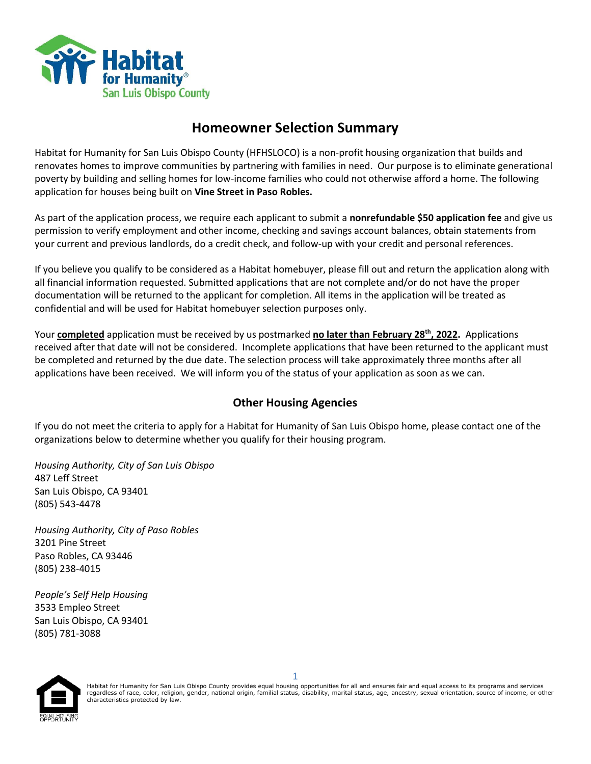# Homeowner Selection Summary

Habitat for Humanity for San Luis Obispo County (HFHSLOCO) is a non-profit housing organization that builds and renovates homes to improve communities by partnering with families in need. Our purpose is to eliminate generational poverty by building and selling homes for low-income families who could not otherwise afford a home. The following application for houses being built on **Vine Street in Paso Robles.**

As part of the application process, we require each applicant to submit a **nonrefundable $50 application fee** and give us permission to verify employment and other income, checking and savings account balances, obtain statements from your current and previous landlords, do a credit check, and follow-up with your credit and personal references.

If you believe you qualify to be considered as a Habitat homebuyer, please fill out and return the application along with all financial information requested. Submitted applications that are not complete and/or do not have the proper documentation will be returned to the applicant for completion. All items in the application will be treated as confidential and will be used for Habitat homebuyer selection purposes only.

Your **completed** application must be received by us postmarked **no later than February 28th, 2022.** Applications received after that date will not be considered. Incomplete applications that have been returned to the applicant must be completed and returned by the due date. The selection process will take approximately three months after all applications have been received. We will inform you of the status of your application as soon as we can.

## Other Housing Agencies

If you do not meet the criteria to apply for a Habitat for Humanity of San Luis Obispo home, please contact one of the organizations below to determine whether you qualify for their housing program.

*Housing Authority, City of San Luis Obispo*
487 Leff Street
San Luis Obispo, CA 93401
(805) 543-4478

*Housing Authority, City of Paso Robles*
3201 Pine Street
Paso Robles, CA 93446
(805) 238-4015

*People's Self Help Housing*
3533 Empleo Street
San Luis Obispo, CA 93401
(805) 781-3088

Habitat for Humanity for San Luis Obispo County provides equal housing opportunities for all and ensures fair and equal access to its programs and services regardless of race, color, religion, gender, national origin, familial status, disability, marital status, age, ancestry, sexual orientation, source of income, or other characteristics protected by law.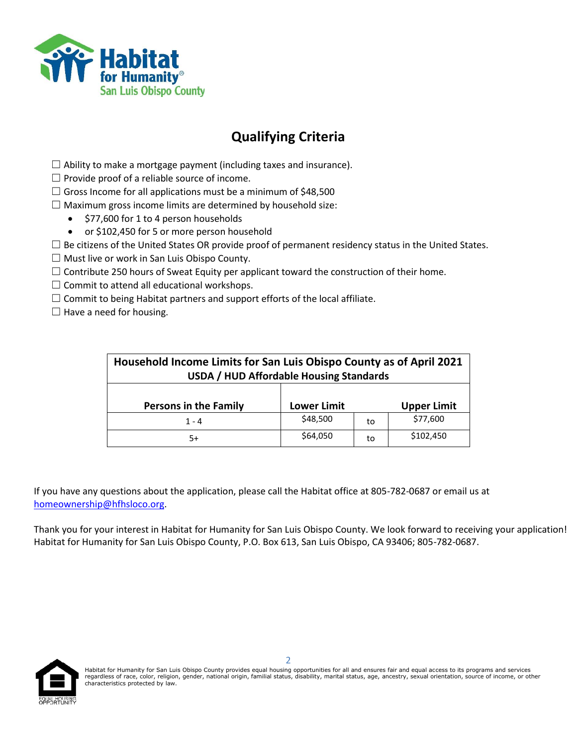Habitat for Humanity® San Luis Obispo County

## Qualifying Criteria

- ☐ Ability to make a mortgage payment (including taxes and insurance).
- ☐ Provide proof of a reliable source of income.
- ☐ Gross Income for all applications must be a minimum of $48,500
- ☐ Maximum gross income limits are determined by household size:
  - $77,600 for 1 to 4 person households
  - or $102,450 for 5 or more person household
- ☐ Be citizens of the United States OR provide proof of permanent residency status in the United States.
- ☐ Must live or work in San Luis Obispo County.
- ☐ Contribute 250 hours of Sweat Equity per applicant toward the construction of their home.
- ☐ Commit to attend all educational workshops.
- ☐ Commit to being Habitat partners and support efforts of the local affiliate.
- ☐ Have a need for housing.

**Household Income Limits for San Luis Obispo County as of April 2021**
**USDA / HUD Affordable Housing Standards**

| Persons in the Family | Lower Limit | | Upper Limit |
|---|---|---|---|
| 1 - 4 | $48,500 | to | $77,600 |
| 5+ | $64,050 | to | $102,450 |

If you have any questions about the application, please call the Habitat office at 805-782-0687 or email us at homeownership@hfhsloco.org.

Thank you for your interest in Habitat for Humanity for San Luis Obispo County. We look forward to receiving your application! Habitat for Humanity for San Luis Obispo County, P.O. Box 613, San Luis Obispo, CA 93406; 805-782-0687.

EQUAL HOUSING OPPORTUNITY

Habitat for Humanity for San Luis Obispo County provides equal housing opportunities for all and ensures fair and equal access to its programs and services regardless of race, color, religion, gender, national origin, familial status, disability, marital status, age, ancestry, sexual orientation, source of income, or other characteristics protected by law.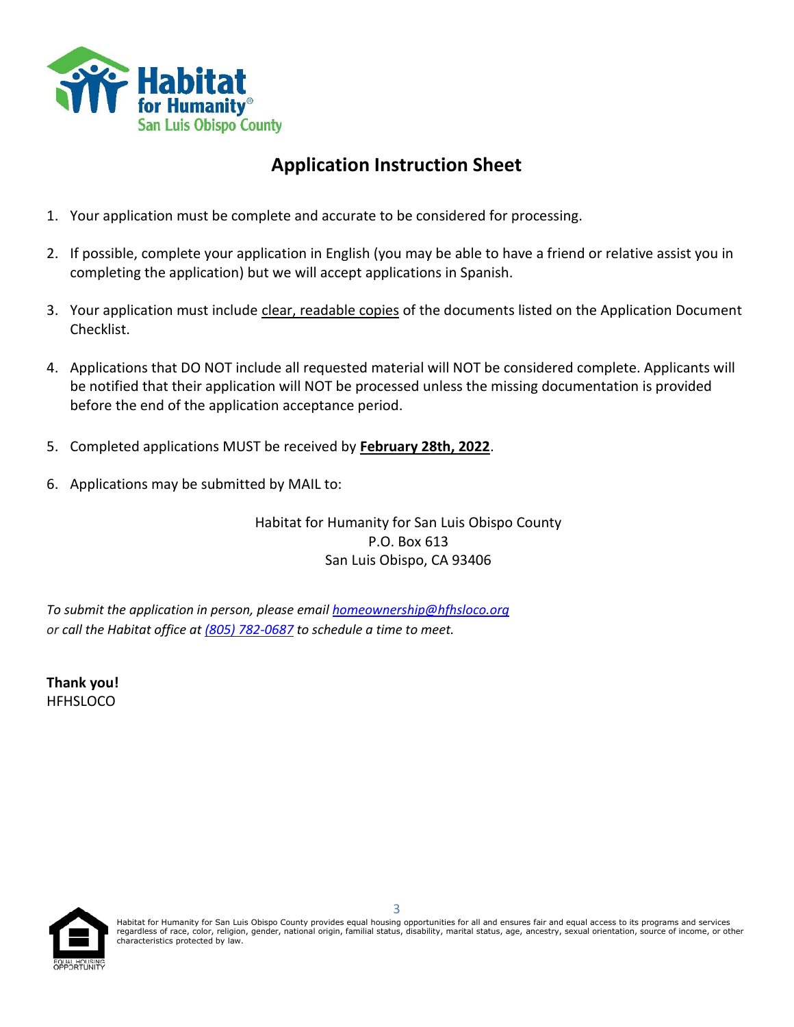# Application Instruction Sheet

1. Your application must be complete and accurate to be considered for processing.

2. If possible, complete your application in English (you may be able to have a friend or relative assist you in completing the application) but we will accept applications in Spanish.

3. Your application must include clear, readable copies of the documents listed on the Application Document Checklist.

4. Applications that DO NOT include all requested material will NOT be considered complete. Applicants will be notified that their application will NOT be processed unless the missing documentation is provided before the end of the application acceptance period.

5. Completed applications MUST be received by **February 28th, 2022**.

6. Applications may be submitted by MAIL to:

Habitat for Humanity for San Luis Obispo County
P.O. Box 613
San Luis Obispo, CA 93406

*To submit the application in person, please email homeownership@hfhsloco.org or call the Habitat office at (805) 782-0687 to schedule a time to meet.*

**Thank you!**
HFHSLOCO

Habitat for Humanity for San Luis Obispo County provides equal housing opportunities for all and ensures fair and equal access to its programs and services regardless of race, color, religion, gender, national origin, familial status, disability, marital status, age, ancestry, sexual orientation, source of income, or other characteristics protected by law.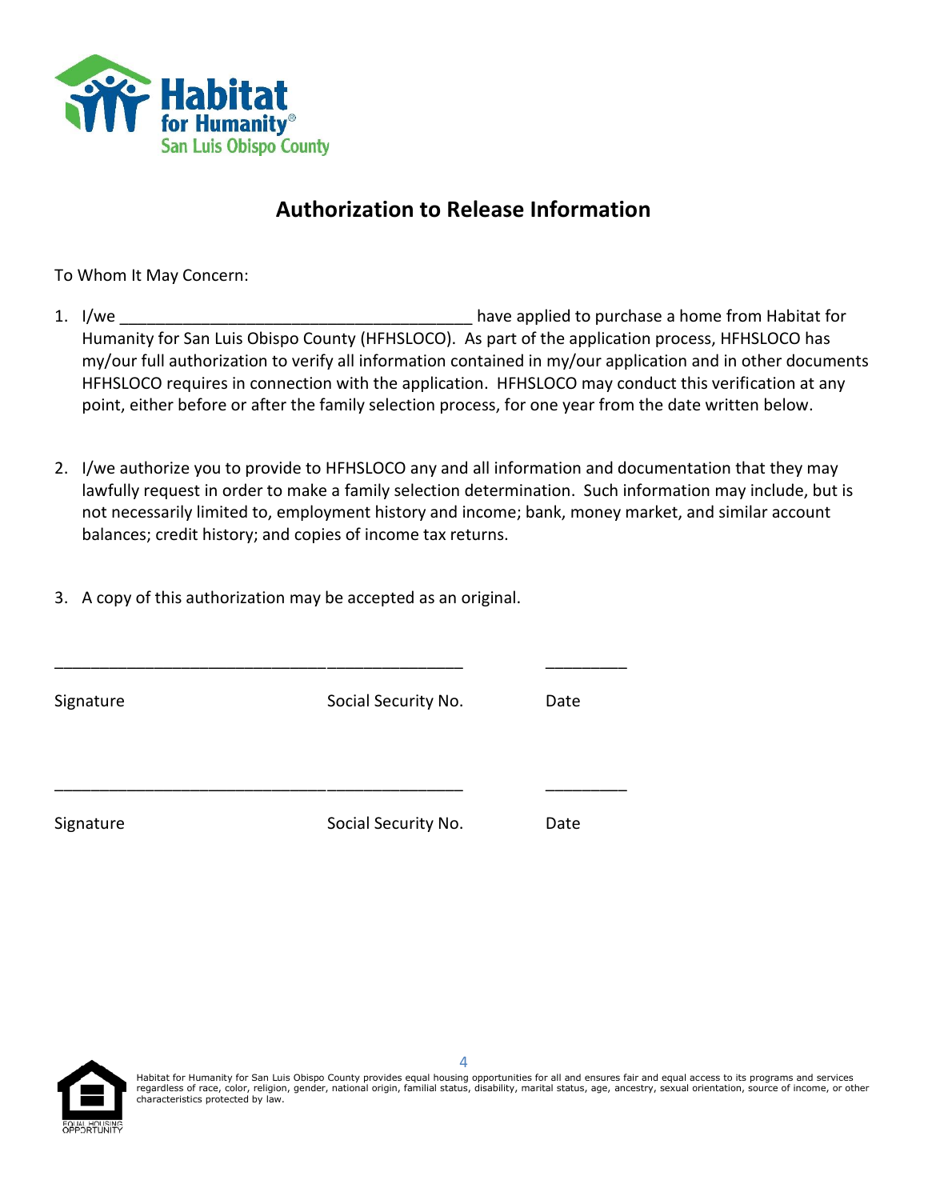Habitat for Humanity® San Luis Obispo County

## Authorization to Release Information

To Whom It May Concern:

1. I/we _______________________________________ have applied to purchase a home from Habitat for Humanity for San Luis Obispo County (HFHSLOCO). As part of the application process, HFHSLOCO has my/our full authorization to verify all information contained in my/our application and in other documents HFHSLOCO requires in connection with the application. HFHSLOCO may conduct this verification at any point, either before or after the family selection process, for one year from the date written below.

2. I/we authorize you to provide to HFHSLOCO any and all information and documentation that they may lawfully request in order to make a family selection determination. Such information may include, but is not necessarily limited to, employment history and income; bank, money market, and similar account balances; credit history; and copies of income tax returns.

3. A copy of this authorization may be accepted as an original.

______________________________________________ _________

Signature Social Security No. Date

______________________________________________ _________

Signature Social Security No. Date

Habitat for Humanity for San Luis Obispo County provides equal housing opportunities for all and ensures fair and equal access to its programs and services regardless of race, color, religion, gender, national origin, familial status, disability, marital status, age, ancestry, sexual orientation, source of income, or other characteristics protected by law.

EQUAL HOUSING OPPORTUNITY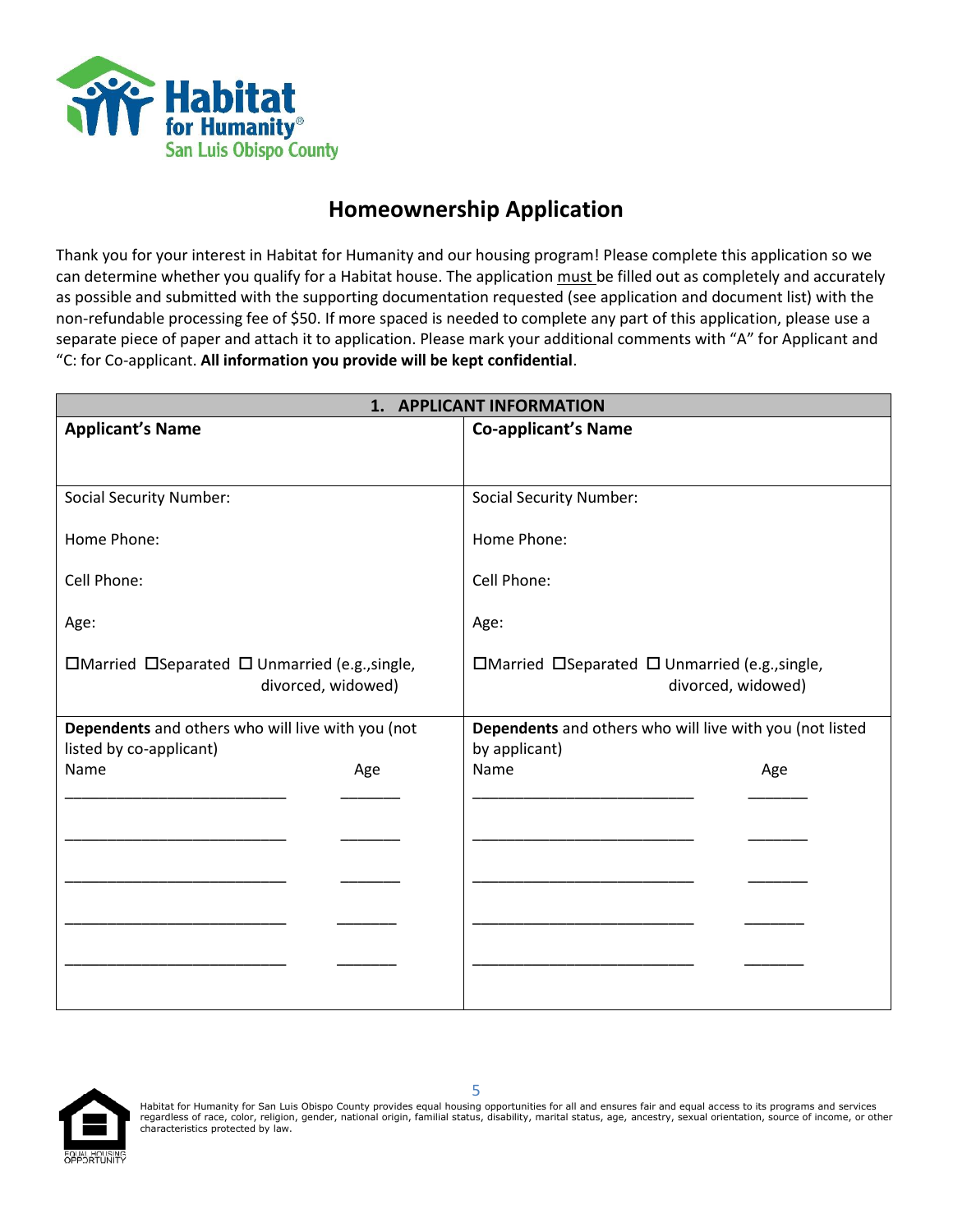# Homeownership Application

Thank you for your interest in Habitat for Humanity and our housing program! Please complete this application so we can determine whether you qualify for a Habitat house. The application must be filled out as completely and accurately as possible and submitted with the supporting documentation requested (see application and document list) with the non-refundable processing fee of $50. If more spaced is needed to complete any part of this application, please use a separate piece of paper and attach it to application. Please mark your additional comments with "A" for Applicant and "C: for Co-applicant. **All information you provide will be kept confidential**.

| 1. APPLICANT INFORMATION | |
|---|---|
| **Applicant's Name** | **Co-applicant's Name** |
| Social Security Number:<br><br>Home Phone:<br><br>Cell Phone:<br><br>Age:<br><br>☐Married ☐Separated ☐ Unmarried (e.g.,single, divorced, widowed) | Social Security Number:<br><br>Home Phone:<br><br>Cell Phone:<br><br>Age:<br><br>☐Married ☐Separated ☐ Unmarried (e.g.,single, divorced, widowed) |
| **Dependents** and others who will live with you (not listed by co-applicant)<br>Name Age<br>_______________ ______<br>_______________ ______<br>_______________ ______<br>_______________ ______<br>_______________ ______ | **Dependents** and others who will live with you (not listed by applicant)<br>Name Age<br>_______________ ______<br>_______________ ______<br>_______________ ______<br>_______________ ______<br>_______________ ______ |

Habitat for Humanity for San Luis Obispo County provides equal housing opportunities for all and ensures fair and equal access to its programs and services regardless of race, color, religion, gender, national origin, familial status, disability, marital status, age, ancestry, sexual orientation, source of income, or other characteristics protected by law.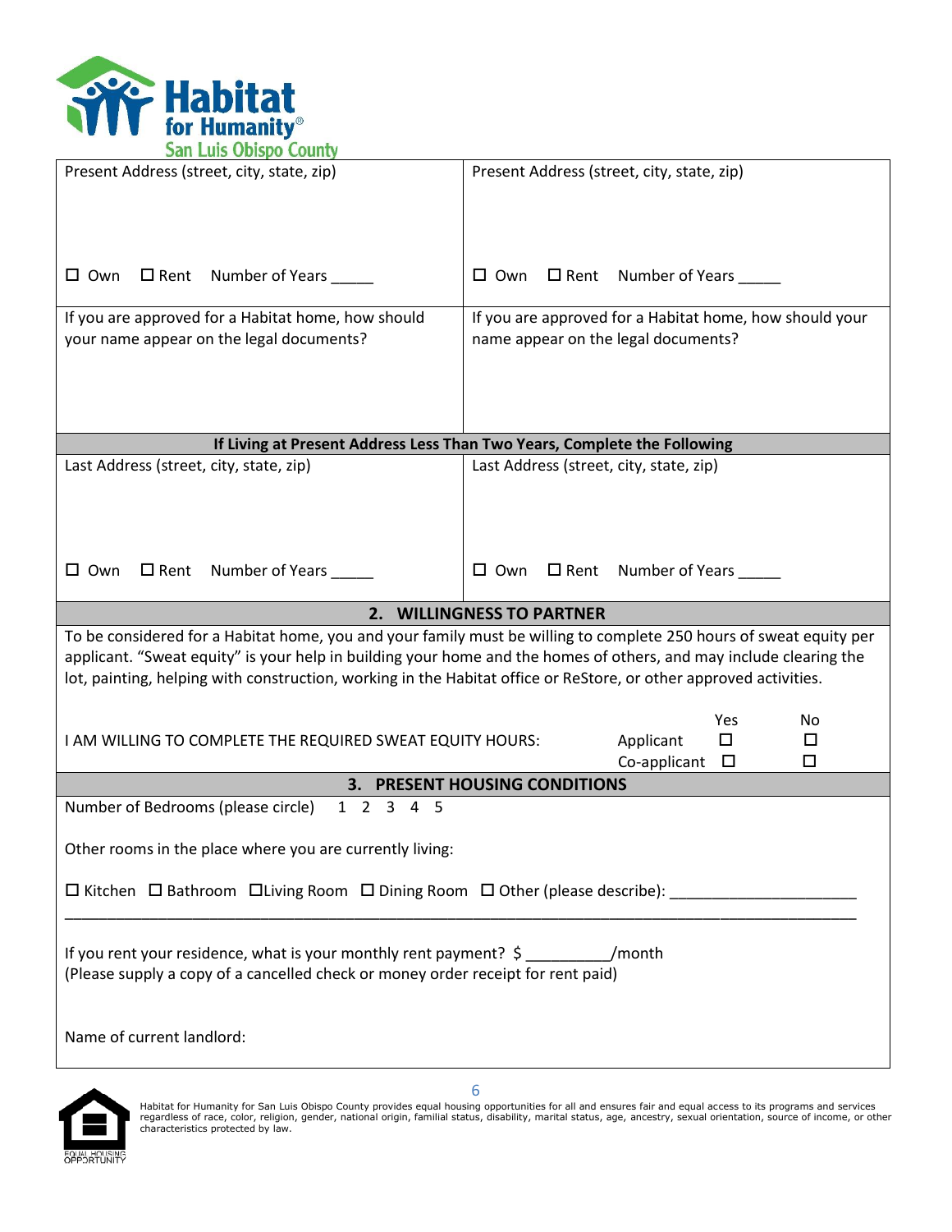| Present Address (street, city, state, zip) | Present Address (street, city, state, zip) |
|---|---|
| ☐ Own ☐ Rent Number of Years _____ | ☐ Own ☐ Rent Number of Years _____ |
| If you are approved for a Habitat home, how should your name appear on the legal documents? | If you are approved for a Habitat home, how should your name appear on the legal documents? |

**If Living at Present Address Less Than Two Years, Complete the Following**

| Last Address (street, city, state, zip) | Last Address (street, city, state, zip) |
|---|---|
| ☐ Own ☐ Rent Number of Years _____ | ☐ Own ☐ Rent Number of Years _____ |

## 2. WILLINGNESS TO PARTNER

To be considered for a Habitat home, you and your family must be willing to complete 250 hours of sweat equity per applicant. "Sweat equity" is your help in building your home and the homes of others, and may include clearing the lot, painting, helping with construction, working in the Habitat office or ReStore, or other approved activities.

I AM WILLING TO COMPLETE THE REQUIRED SWEAT EQUITY HOURS:

| | Yes | No |
|---|---|---|
| Applicant | ☐ | ☐ |
| Co-applicant | ☐ | ☐ |

## 3. PRESENT HOUSING CONDITIONS

Number of Bedrooms (please circle) 1 2 3 4 5

Other rooms in the place where you are currently living:

☐ Kitchen ☐ Bathroom ☐ Living Room ☐ Dining Room ☐ Other (please describe): ______________________

_____________________________________________________________________________________

If you rent your residence, what is your monthly rent payment? $ __________/month
(Please supply a copy of a cancelled check or money order receipt for rent paid)

Name of current landlord:

Habitat for Humanity for San Luis Obispo County provides equal housing opportunities for all and ensures fair and equal access to its programs and services regardless of race, color, religion, gender, national origin, familial status, disability, marital status, age, ancestry, sexual orientation, source of income, or other characteristics protected by law.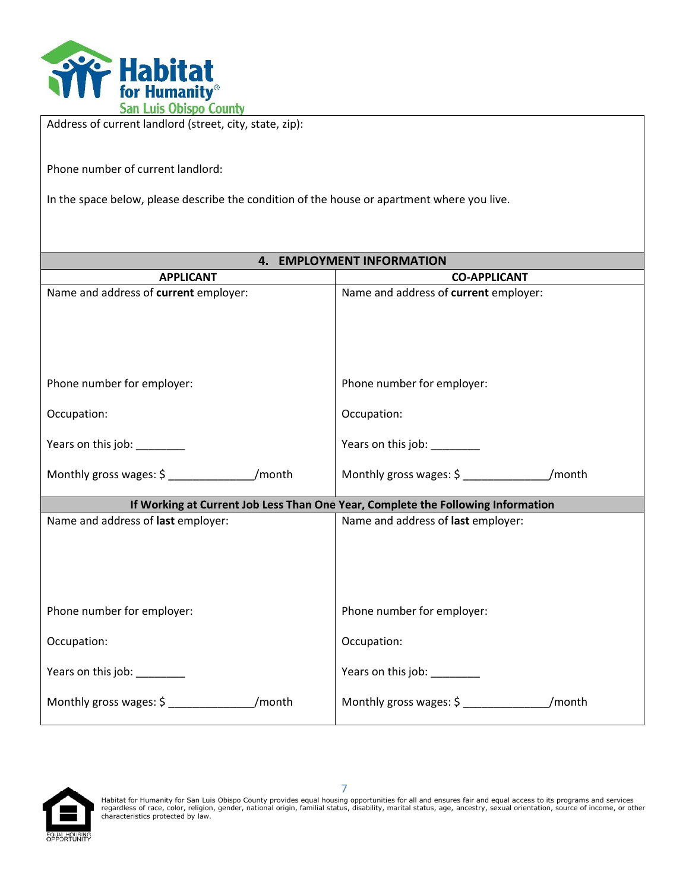Address of current landlord (street, city, state, zip):

Phone number of current landlord:

In the space below, please describe the condition of the house or apartment where you live.

## 4. EMPLOYMENT INFORMATION

| APPLICANT | CO-APPLICANT |
|---|---|
| Name and address of **current** employer: | Name and address of **current** employer: |
| Phone number for employer: | Phone number for employer: |
| Occupation: | Occupation: |
| Years on this job: ________ | Years on this job: ________ |
| Monthly gross wages: $ ______________/month | Monthly gross wages: $ ______________/month |

**If Working at Current Job Less Than One Year, Complete the Following Information**

| APPLICANT | CO-APPLICANT |
|---|---|
| Name and address of **last** employer: | Name and address of **last** employer: |
| Phone number for employer: | Phone number for employer: |
| Occupation: | Occupation: |
| Years on this job: ________ | Years on this job: ________ |
| Monthly gross wages: $ ______________/month | Monthly gross wages: $ ______________/month |

Habitat for Humanity for San Luis Obispo County provides equal housing opportunities for all and ensures fair and equal access to its programs and services regardless of race, color, religion, gender, national origin, familial status, disability, marital status, age, ancestry, sexual orientation, source of income, or other characteristics protected by law.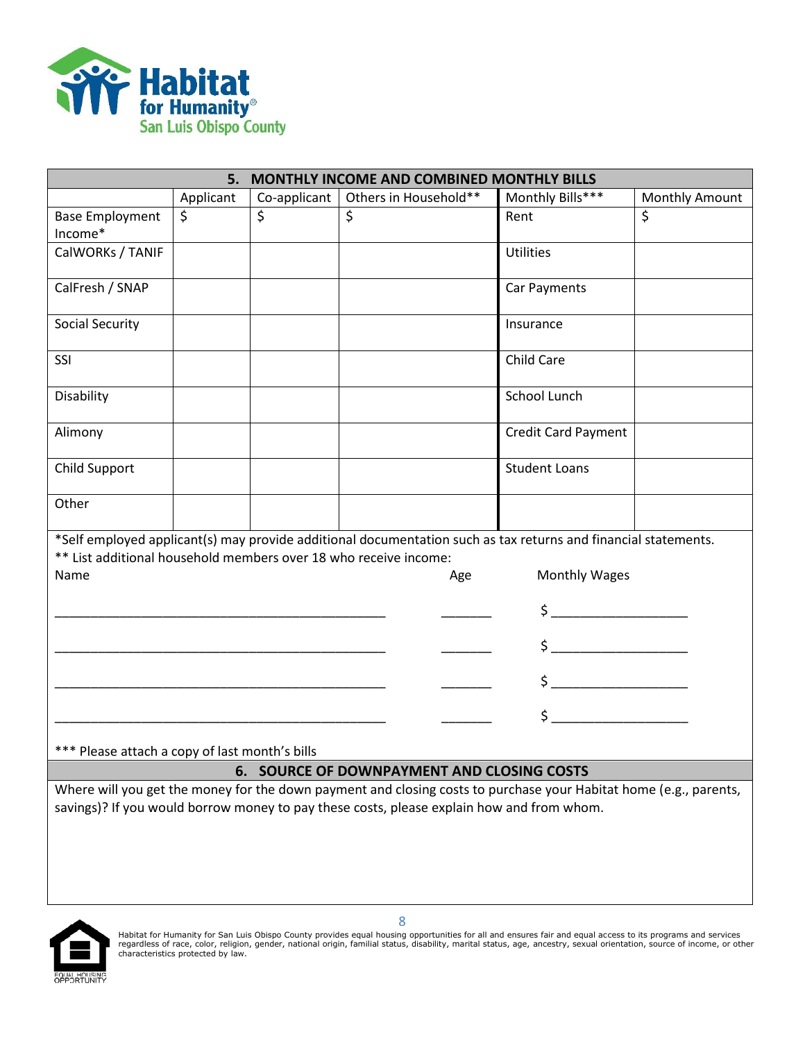Habitat for Humanity®
San Luis Obispo County

## 5. MONTHLY INCOME AND COMBINED MONTHLY BILLS

| | Applicant | Co-applicant | Others in Household** | Monthly Bills*** | Monthly Amount |
|---|---|---|---|---|---|
| Base Employment Income* | $ | $ | $ | Rent | $ |
| CalWORKs / TANIF | | | | Utilities | |
| CalFresh / SNAP | | | | Car Payments | |
| Social Security | | | | Insurance | |
| SSI | | | | Child Care | |
| Disability | | | | School Lunch | |
| Alimony | | | | Credit Card Payment | |
| Child Support | | | | Student Loans | |
| Other | | | | | |

*Self employed applicant(s) may provide additional documentation such as tax returns and financial statements.

** List additional household members over 18 who receive income:

| Name | Age | Monthly Wages |
|---|---|---|
| ______________________________ | _______ | $ __________________ |
| ______________________________ | _______ | $ __________________ |
| ______________________________ | _______ | $ __________________ |
| ______________________________ | _______ | $ __________________ |

*** Please attach a copy of last month's bills

## 6. SOURCE OF DOWNPAYMENT AND CLOSING COSTS

Where will you get the money for the down payment and closing costs to purchase your Habitat home (e.g., parents, savings)? If you would borrow money to pay these costs, please explain how and from whom.

Habitat for Humanity for San Luis Obispo County provides equal housing opportunities for all and ensures fair and equal access to its programs and services regardless of race, color, religion, gender, national origin, familial status, disability, marital status, age, ancestry, sexual orientation, source of income, or other characteristics protected by law.

EQUAL HOUSING OPPORTUNITY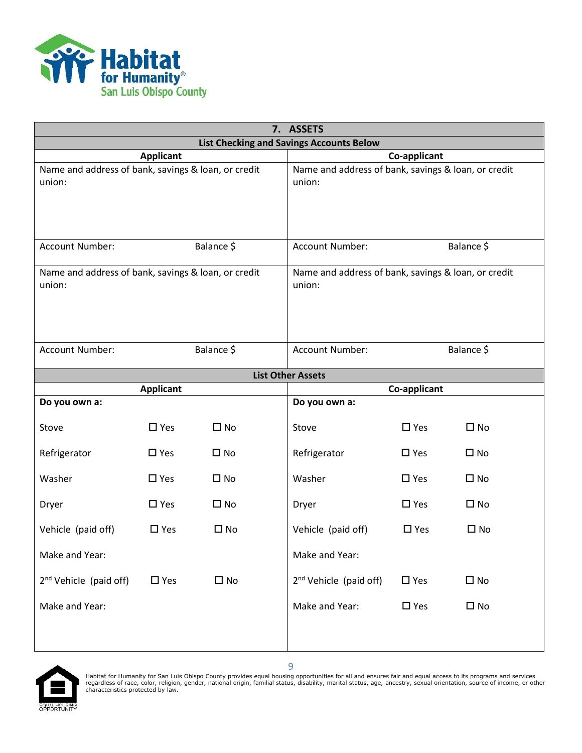Habitat for Humanity San Luis Obispo County

| 7. ASSETS | |
|---|---|
| **List Checking and Savings Accounts Below** | |
| **Applicant** | **Co-applicant** |
| Name and address of bank, savings & loan, or credit union: | Name and address of bank, savings & loan, or credit union: |
| Account Number: Balance $ | Account Number: Balance $ |
| Name and address of bank, savings & loan, or credit union: | Name and address of bank, savings & loan, or credit union: |
| Account Number: Balance $ | Account Number: Balance $ |

| List Other Assets | | | | | |
|---|---|---|---|---|---|
| **Applicant** | | | **Co-applicant** | | |
| **Do you own a:** | | | **Do you own a:** | | |
| Stove | ☐ Yes | ☐ No | Stove | ☐ Yes | ☐ No |
| Refrigerator | ☐ Yes | ☐ No | Refrigerator | ☐ Yes | ☐ No |
| Washer | ☐ Yes | ☐ No | Washer | ☐ Yes | ☐ No |
| Dryer | ☐ Yes | ☐ No | Dryer | ☐ Yes | ☐ No |
| Vehicle (paid off) | ☐ Yes | ☐ No | Vehicle (paid off) | ☐ Yes | ☐ No |
| Make and Year: | | | Make and Year: | | |
| 2nd Vehicle (paid off) | ☐ Yes | ☐ No | 2nd Vehicle (paid off) | ☐ Yes | ☐ No |
| Make and Year: | | | Make and Year: | ☐ Yes | ☐ No |

Habitat for Humanity for San Luis Obispo County provides equal housing opportunities for all and ensures fair and equal access to its programs and services regardless of race, color, religion, gender, national origin, familial status, disability, marital status, age, ancestry, sexual orientation, source of income, or other characteristics protected by law.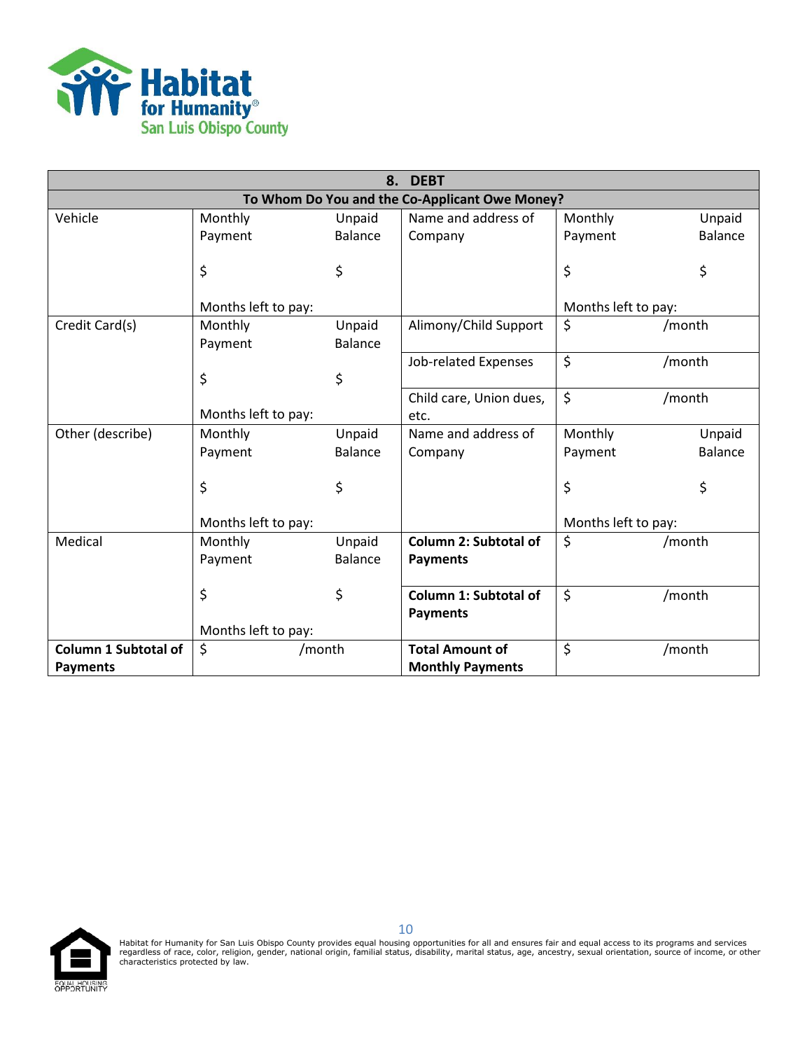| 8. DEBT | | | | | |
|---|---|---|---|---|---|
| **To Whom Do You and the Co-Applicant Owe Money?** | | | | | |
| Vehicle | Monthly Payment<br><br>$<br><br>Months left to pay: | Unpaid Balance<br><br>$ | Name and address of Company | Monthly Payment<br><br>$<br><br>Months left to pay: | Unpaid Balance<br><br>$ |
| Credit Card(s) | Monthly Payment<br><br>$<br><br>Months left to pay: | Unpaid Balance<br><br>$ | Alimony/Child Support | $ | /month |
| | | | Job-related Expenses | $ | /month |
| | | | Child care, Union dues, etc. | $ | /month |
| Other (describe) | Monthly Payment<br><br>$<br><br>Months left to pay: | Unpaid Balance<br><br>$ | Name and address of Company | Monthly Payment<br><br>$<br><br>Months left to pay: | Unpaid Balance<br><br>$ |
| Medical | Monthly Payment<br><br>$<br><br>Months left to pay: | Unpaid Balance<br><br>$ | **Column 2: Subtotal of Payments** | $ | /month |
| | | | **Column 1: Subtotal of Payments** | $ | /month |
| **Column 1 Subtotal of Payments** | $ | /month | **Total Amount of Monthly Payments** | $ | /month |

Habitat for Humanity for San Luis Obispo County provides equal housing opportunities for all and ensures fair and equal access to its programs and services regardless of race, color, religion, gender, national origin, familial status, disability, marital status, age, ancestry, sexual orientation, source of income, or other characteristics protected by law.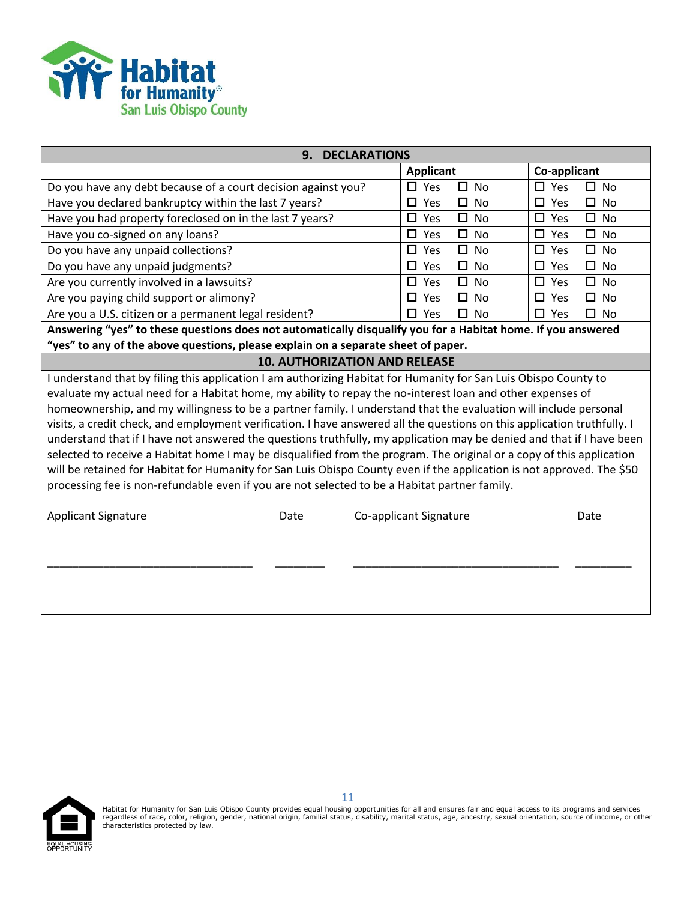## 9. DECLARATIONS

| | Applicant | Co-applicant |
|---|---|---|
| Do you have any debt because of a court decision against you? | ☐ Yes ☐ No | ☐ Yes ☐ No |
| Have you declared bankruptcy within the last 7 years? | ☐ Yes ☐ No | ☐ Yes ☐ No |
| Have you had property foreclosed on in the last 7 years? | ☐ Yes ☐ No | ☐ Yes ☐ No |
| Have you co-signed on any loans? | ☐ Yes ☐ No | ☐ Yes ☐ No |
| Do you have any unpaid collections? | ☐ Yes ☐ No | ☐ Yes ☐ No |
| Do you have any unpaid judgments? | ☐ Yes ☐ No | ☐ Yes ☐ No |
| Are you currently involved in a lawsuits? | ☐ Yes ☐ No | ☐ Yes ☐ No |
| Are you paying child support or alimony? | ☐ Yes ☐ No | ☐ Yes ☐ No |
| Are you a U.S. citizen or a permanent legal resident? | ☐ Yes ☐ No | ☐ Yes ☐ No |

**Answering "yes" to these questions does not automatically disqualify you for a Habitat home. If you answered "yes" to any of the above questions, please explain on a separate sheet of paper.**

## 10. AUTHORIZATION AND RELEASE

I understand that by filing this application I am authorizing Habitat for Humanity for San Luis Obispo County to evaluate my actual need for a Habitat home, my ability to repay the no-interest loan and other expenses of homeownership, and my willingness to be a partner family. I understand that the evaluation will include personal visits, a credit check, and employment verification. I have answered all the questions on this application truthfully. I understand that if I have not answered the questions truthfully, my application may be denied and that if I have been selected to receive a Habitat home I may be disqualified from the program. The original or a copy of this application will be retained for Habitat for Humanity for San Luis Obispo County even if the application is not approved. The $50 processing fee is non-refundable even if you are not selected to be a Habitat partner family.

| Applicant Signature | Date | Co-applicant Signature | Date |
|---|---|---|---|
| ______________________________ | ________ | ______________________________ | ________ |

Habitat for Humanity for San Luis Obispo County provides equal housing opportunities for all and ensures fair and equal access to its programs and services regardless of race, color, religion, gender, national origin, familial status, disability, marital status, age, ancestry, sexual orientation, source of income, or other characteristics protected by law.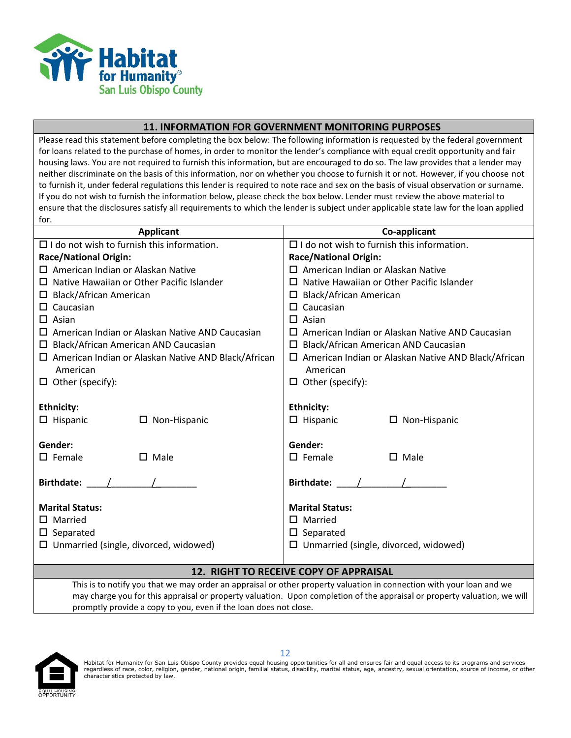Habitat for Humanity®
San Luis Obispo County

## 11. INFORMATION FOR GOVERNMENT MONITORING PURPOSES

Please read this statement before completing the box below: The following information is requested by the federal government for loans related to the purchase of homes, in order to monitor the lender's compliance with equal credit opportunity and fair housing laws. You are not required to furnish this information, but are encouraged to do so. The law provides that a lender may neither discriminate on the basis of this information, nor on whether you choose to furnish it or not. However, if you choose not to furnish it, under federal regulations this lender is required to note race and sex on the basis of visual observation or surname. If you do not wish to furnish the information below, please check the box below. Lender must review the above material to ensure that the disclosures satisfy all requirements to which the lender is subject under applicable state law for the loan applied for.

| Applicant | Co-applicant |
|---|---|
| ☐ I do not wish to furnish this information. | ☐ I do not wish to furnish this information. |
| **Race/National Origin:** | **Race/National Origin:** |
| ☐ American Indian or Alaskan Native | ☐ American Indian or Alaskan Native |
| ☐ Native Hawaiian or Other Pacific Islander | ☐ Native Hawaiian or Other Pacific Islander |
| ☐ Black/African American | ☐ Black/African American |
| ☐ Caucasian | ☐ Caucasian |
| ☐ Asian | ☐ Asian |
| ☐ American Indian or Alaskan Native AND Caucasian | ☐ American Indian or Alaskan Native AND Caucasian |
| ☐ Black/African American AND Caucasian | ☐ Black/African American AND Caucasian |
| ☐ American Indian or Alaskan Native AND Black/African American | ☐ American Indian or Alaskan Native AND Black/African American |
| ☐ Other (specify): | ☐ Other (specify): |
| **Ethnicity:** | **Ethnicity:** |
| ☐ Hispanic ☐ Non-Hispanic | ☐ Hispanic ☐ Non-Hispanic |
| **Gender:** | **Gender:** |
| ☐ Female ☐ Male | ☐ Female ☐ Male |
| **Birthdate:** ____/________/________ | **Birthdate:** ____/________/________ |
| **Marital Status:** | **Marital Status:** |
| ☐ Married | ☐ Married |
| ☐ Separated | ☐ Separated |
| ☐ Unmarried (single, divorced, widowed) | ☐ Unmarried (single, divorced, widowed) |

## 12. RIGHT TO RECEIVE COPY OF APPRAISAL

This is to notify you that we may order an appraisal or other property valuation in connection with your loan and we may charge you for this appraisal or property valuation. Upon completion of the appraisal or property valuation, we will promptly provide a copy to you, even if the loan does not close.

Habitat for Humanity for San Luis Obispo County provides equal housing opportunities for all and ensures fair and equal access to its programs and services regardless of race, color, religion, gender, national origin, familial status, disability, marital status, age, ancestry, sexual orientation, source of income, or other characteristics protected by law.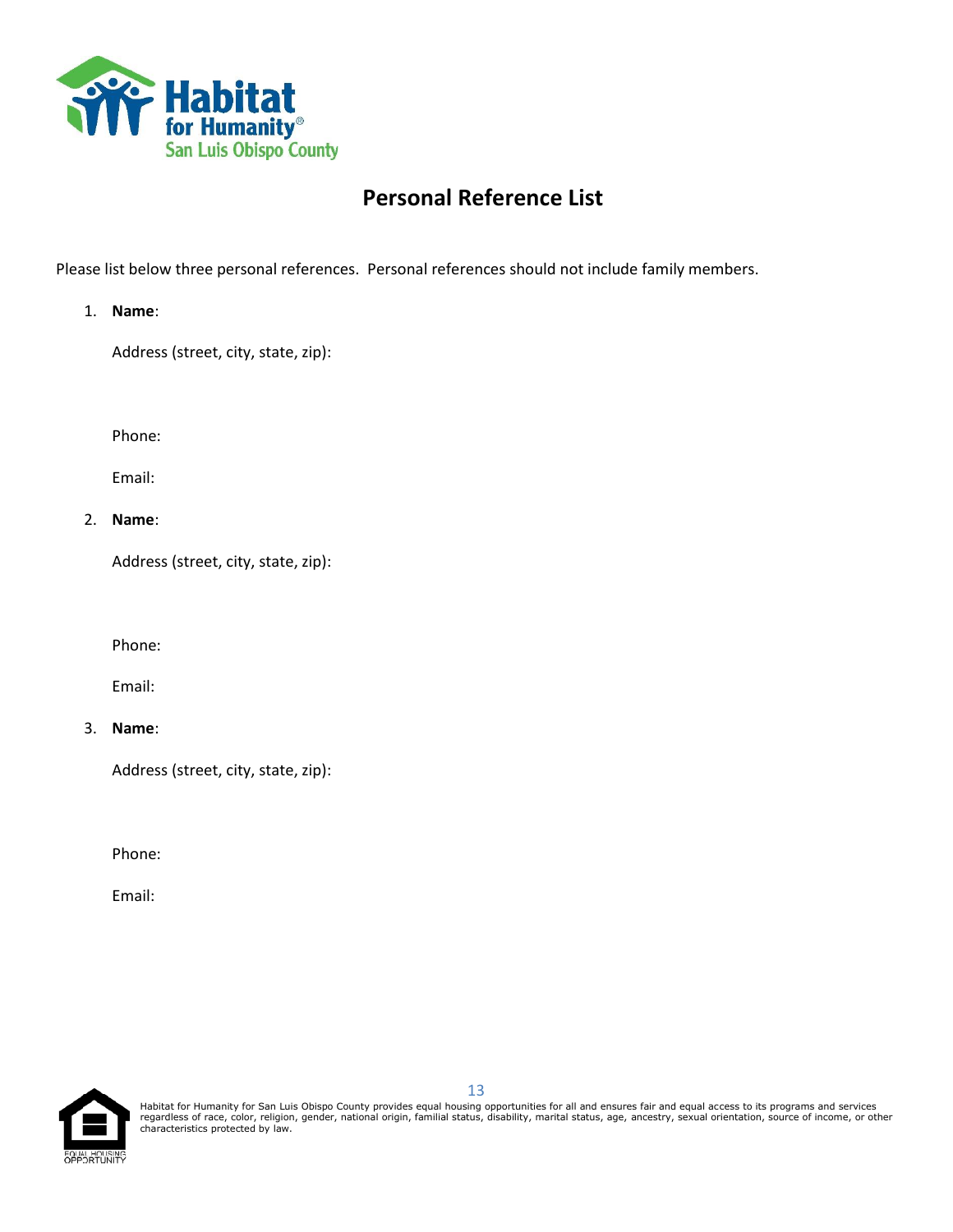Habitat for Humanity®
San Luis Obispo County

# Personal Reference List

Please list below three personal references. Personal references should not include family members.

1. **Name**:

   Address (street, city, state, zip):

   Phone:

   Email:

2. **Name**:

   Address (street, city, state, zip):

   Phone:

   Email:

3. **Name**:

   Address (street, city, state, zip):

   Phone:

   Email:

Habitat for Humanity for San Luis Obispo County provides equal housing opportunities for all and ensures fair and equal access to its programs and services regardless of race, color, religion, gender, national origin, familial status, disability, marital status, age, ancestry, sexual orientation, source of income, or other characteristics protected by law.

EQUAL HOUSING OPPORTUNITY